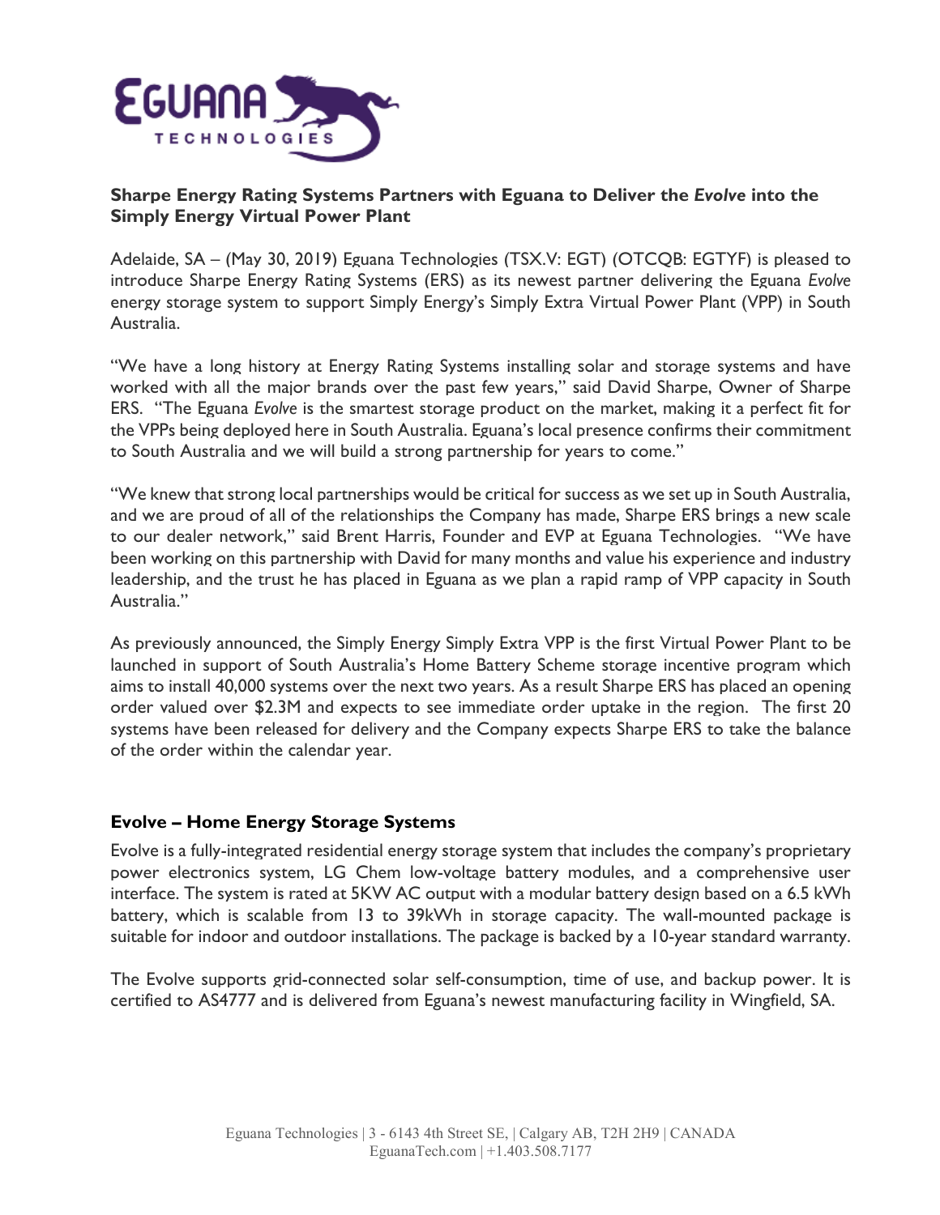**Sharpe Energy Rating Systems Partners with Eguana to Deliver the *Evolve* into the Simply Energy Virtual Power Plant**

Adelaide, SA – (May 30, 2019) Eguana Technologies (TSX.V: EGT) (OTCQB: EGTYF) is pleased to introduce Sharpe Energy Rating Systems (ERS) as its newest partner delivering the Eguana *Evolve* energy storage system to support Simply Energy's Simply Extra Virtual Power Plant (VPP) in South Australia.

"We have a long history at Energy Rating Systems installing solar and storage systems and have worked with all the major brands over the past few years," said David Sharpe, Owner of Sharpe ERS. "The Eguana *Evolve* is the smartest storage product on the market, making it a perfect fit for the VPPs being deployed here in South Australia. Eguana's local presence confirms their commitment to South Australia and we will build a strong partnership for years to come."

"We knew that strong local partnerships would be critical for success as we set up in South Australia, and we are proud of all of the relationships the Company has made, Sharpe ERS brings a new scale to our dealer network," said Brent Harris, Founder and EVP at Eguana Technologies. "We have been working on this partnership with David for many months and value his experience and industry leadership, and the trust he has placed in Eguana as we plan a rapid ramp of VPP capacity in South Australia."

As previously announced, the Simply Energy Simply Extra VPP is the first Virtual Power Plant to be launched in support of South Australia's Home Battery Scheme storage incentive program which aims to install 40,000 systems over the next two years. As a result Sharpe ERS has placed an opening order valued over $2.3M and expects to see immediate order uptake in the region. The first 20 systems have been released for delivery and the Company expects Sharpe ERS to take the balance of the order within the calendar year.

## Evolve – Home Energy Storage Systems

Evolve is a fully-integrated residential energy storage system that includes the company's proprietary power electronics system, LG Chem low-voltage battery modules, and a comprehensive user interface. The system is rated at 5KW AC output with a modular battery design based on a 6.5 kWh battery, which is scalable from 13 to 39kWh in storage capacity. The wall-mounted package is suitable for indoor and outdoor installations. The package is backed by a 10-year standard warranty.

The Evolve supports grid-connected solar self-consumption, time of use, and backup power. It is certified to AS4777 and is delivered from Eguana's newest manufacturing facility in Wingfield, SA.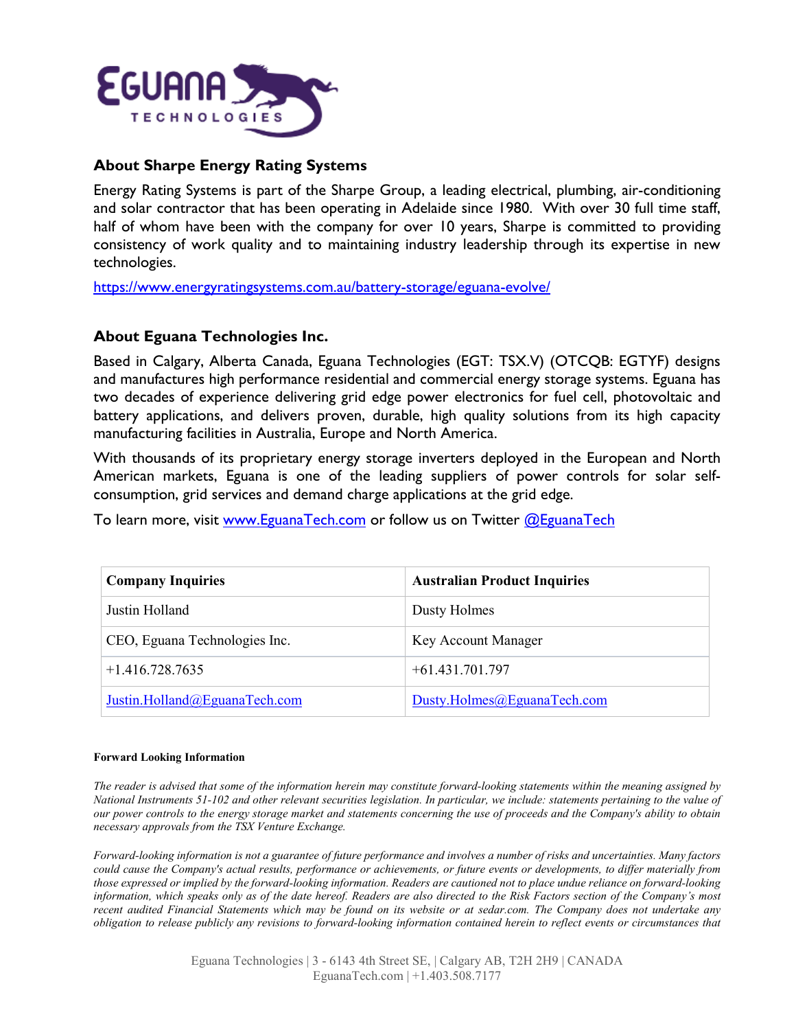## About Sharpe Energy Rating Systems

Energy Rating Systems is part of the Sharpe Group, a leading electrical, plumbing, air-conditioning and solar contractor that has been operating in Adelaide since 1980. With over 30 full time staff, half of whom have been with the company for over 10 years, Sharpe is committed to providing consistency of work quality and to maintaining industry leadership through its expertise in new technologies.

https://www.energyratingsystems.com.au/battery-storage/eguana-evolve/

## About Eguana Technologies Inc.

Based in Calgary, Alberta Canada, Eguana Technologies (EGT: TSX.V) (OTCQB: EGTYF) designs and manufactures high performance residential and commercial energy storage systems. Eguana has two decades of experience delivering grid edge power electronics for fuel cell, photovoltaic and battery applications, and delivers proven, durable, high quality solutions from its high capacity manufacturing facilities in Australia, Europe and North America.

With thousands of its proprietary energy storage inverters deployed in the European and North American markets, Eguana is one of the leading suppliers of power controls for solar self-consumption, grid services and demand charge applications at the grid edge.

To learn more, visit www.EguanaTech.com or follow us on Twitter @EguanaTech

| Company Inquiries | Australian Product Inquiries |
|---|---|
| Justin Holland | Dusty Holmes |
| CEO, Eguana Technologies Inc. | Key Account Manager |
| +1.416.728.7635 | +61.431.701.797 |
| Justin.Holland@EguanaTech.com | Dusty.Holmes@EguanaTech.com |

**Forward Looking Information**

*The reader is advised that some of the information herein may constitute forward-looking statements within the meaning assigned by National Instruments 51-102 and other relevant securities legislation. In particular, we include: statements pertaining to the value of our power controls to the energy storage market and statements concerning the use of proceeds and the Company's ability to obtain necessary approvals from the TSX Venture Exchange.*

*Forward-looking information is not a guarantee of future performance and involves a number of risks and uncertainties. Many factors could cause the Company's actual results, performance or achievements, or future events or developments, to differ materially from those expressed or implied by the forward-looking information. Readers are cautioned not to place undue reliance on forward-looking information, which speaks only as of the date hereof. Readers are also directed to the Risk Factors section of the Company's most recent audited Financial Statements which may be found on its website or at sedar.com. The Company does not undertake any obligation to release publicly any revisions to forward-looking information contained herein to reflect events or circumstances that*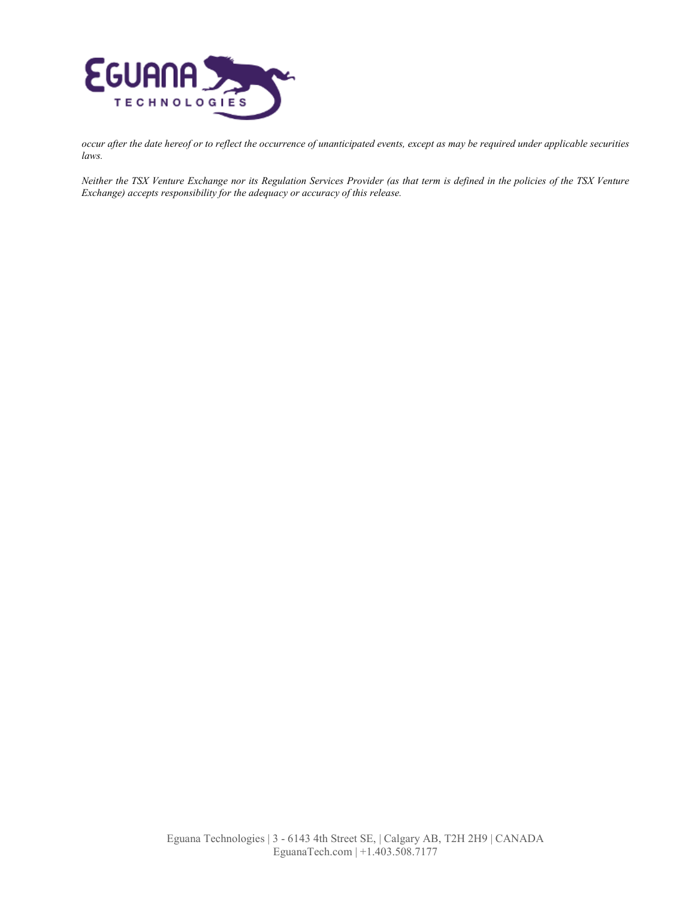*occur after the date hereof or to reflect the occurrence of unanticipated events, except as may be required under applicable securities laws.*

*Neither the TSX Venture Exchange nor its Regulation Services Provider (as that term is defined in the policies of the TSX Venture Exchange) accepts responsibility for the adequacy or accuracy of this release.*